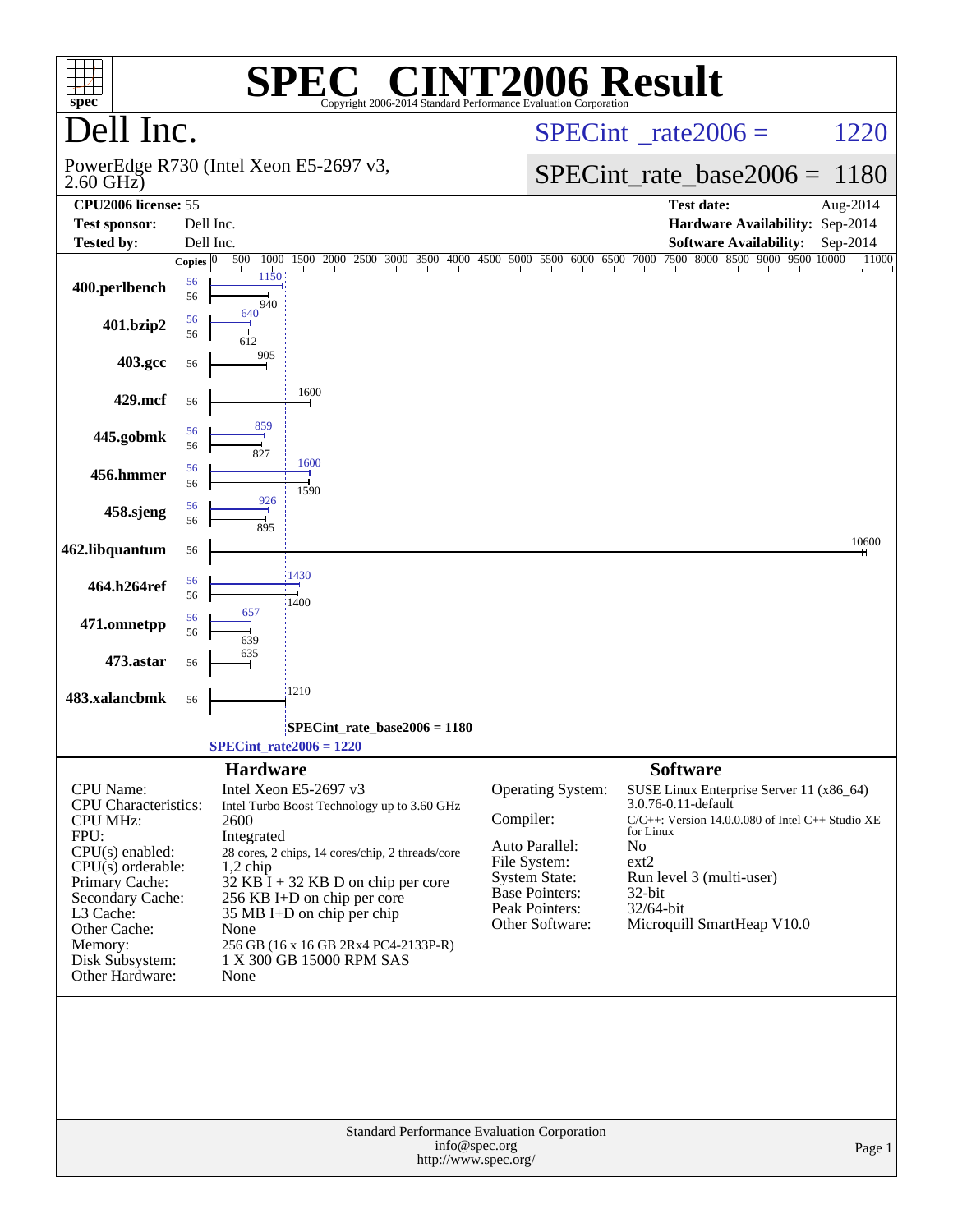# SPEC CINT2006 Result

Copyright 2006-2014 Standard Performance Evaluation Corporation

## Dell Inc.

PowerEdge R730 (Intel Xeon E5-2697 v3, 2.60 GHz)

SPECint_rate2006 = 1220

SPECint_rate_base2006 = 1180

| | | | |
|---|---|---|---|
| **CPU2006 license:** | 55 | **Test date:** | Aug-2014 |
| **Test sponsor:** | Dell Inc. | **Hardware Availability:** | Sep-2014 |
| **Tested by:** | Dell Inc. | **Software Availability:** | Sep-2014 |

| Benchmark | Copies (peak) | Peak | Copies (base) | Base |
|---|---|---|---|---|
| 400.perlbench | 56 | 1150 | 56 | 940 |
| 401.bzip2 | 56 | 640 | 56 | 612 |
| 403.gcc | | | 56 | 905 |
| 429.mcf | | | 56 | 1600 |
| 445.gobmk | 56 | 859 | 56 | 827 |
| 456.hmmer | 56 | 1600 | 56 | 1590 |
| 458.sjeng | 56 | 926 | 56 | 895 |
| 462.libquantum | | | 56 | 10600 |
| 464.h264ref | 56 | 1430 | 56 | 1400 |
| 471.omnetpp | 56 | 657 | 56 | 639 |
| 473.astar | | | 56 | 635 |
| 483.xalancbmk | | | 56 | 1210 |

SPECint_rate_base2006 = 1180

SPECint_rate2006 = 1220

### Hardware

| | |
|---|---|
| CPU Name: | Intel Xeon E5-2697 v3 |
| CPU Characteristics: | Intel Turbo Boost Technology up to 3.60 GHz |
| CPU MHz: | 2600 |
| FPU: | Integrated |
| CPU(s) enabled: | 28 cores, 2 chips, 14 cores/chip, 2 threads/core |
| CPU(s) orderable: | 1,2 chip |
| Primary Cache: | 32 KB I + 32 KB D on chip per core |
| Secondary Cache: | 256 KB I+D on chip per core |
| L3 Cache: | 35 MB I+D on chip per chip |
| Other Cache: | None |
| Memory: | 256 GB (16 x 16 GB 2Rx4 PC4-2133P-R) |
| Disk Subsystem: | 1 X 300 GB 15000 RPM SAS |
| Other Hardware: | None |

### Software

| | |
|---|---|
| Operating System: | SUSE Linux Enterprise Server 11 (x86_64) 3.0.76-0.11-default |
| Compiler: | C/C++: Version 14.0.0.080 of Intel C++ Studio XE for Linux |
| Auto Parallel: | No |
| File System: | ext2 |
| System State: | Run level 3 (multi-user) |
| Base Pointers: | 32-bit |
| Peak Pointers: | 32/64-bit |
| Other Software: | Microquill SmartHeap V10.0 |

Standard Performance Evaluation Corporation
info@spec.org
http://www.spec.org/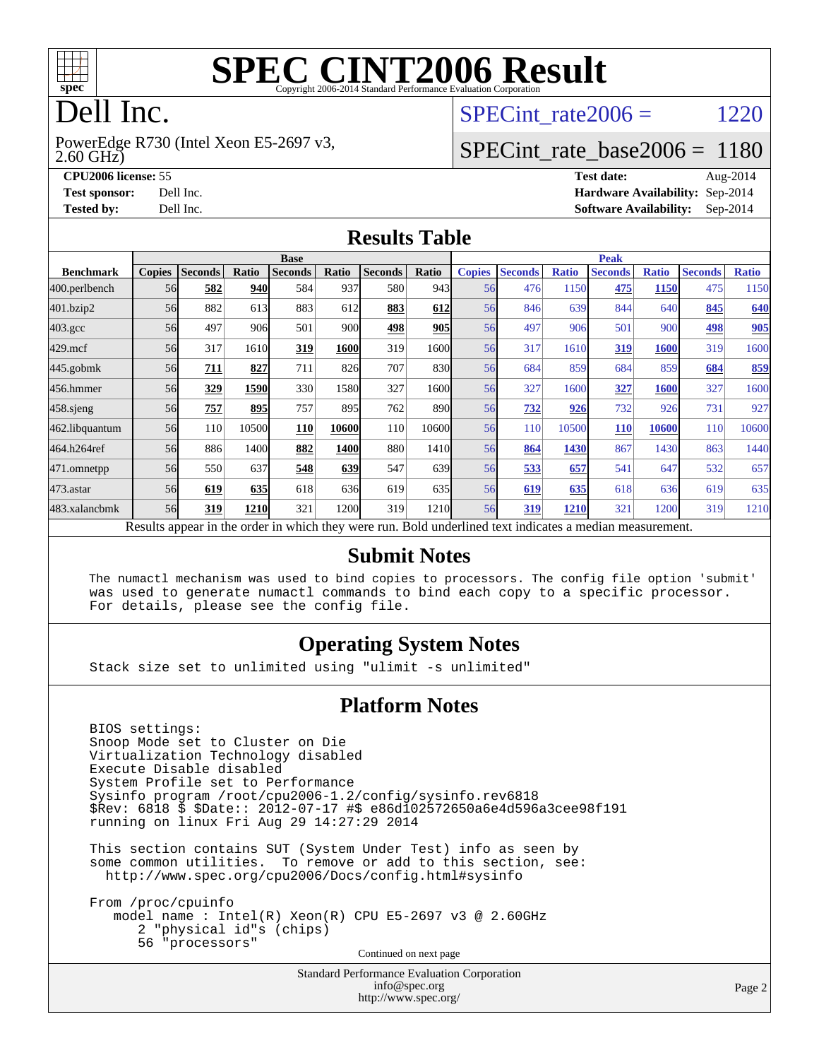# SPEC CINT2006 Result

Copyright 2006-2014 Standard Performance Evaluation Corporation

# Dell Inc.

PowerEdge R730 (Intel Xeon E5-2697 v3, 2.60 GHz)

SPECint_rate2006 = 1220

SPECint_rate_base2006 = 1180

**CPU2006 license:** 55
**Test sponsor:** Dell Inc.
**Tested by:** Dell Inc.

**Test date:** Aug-2014
**Hardware Availability:** Sep-2014
**Software Availability:** Sep-2014

## Results Table

| | Base | | | | | | | Peak | | | | | | |
|---|---|---|---|---|---|---|---|---|---|---|---|---|---|---|
| **Benchmark** | **Copies** | **Seconds** | **Ratio** | **Seconds** | **Ratio** | **Seconds** | **Ratio** | **Copies** | **Seconds** | **Ratio** | **Seconds** | **Ratio** | **Seconds** | **Ratio** |
| 400.perlbench | 56 | **582** | **940** | 584 | 937 | 580 | 943 | 56 | 476 | 1150 | **475** | **1150** | 475 | 1150 |
| 401.bzip2 | 56 | 882 | 613 | 883 | 612 | **883** | **612** | 56 | 846 | 639 | 844 | 640 | **845** | **640** |
| 403.gcc | 56 | 497 | 906 | 501 | 900 | **498** | **905** | 56 | 497 | 906 | 501 | 900 | **498** | **905** |
| 429.mcf | 56 | 317 | 1610 | **319** | **1600** | 319 | 1600 | 56 | 317 | 1610 | **319** | **1600** | 319 | 1600 |
| 445.gobmk | 56 | **711** | **827** | 711 | 826 | 707 | 830 | 56 | 684 | 859 | 684 | 859 | **684** | **859** |
| 456.hmmer | 56 | **329** | **1590** | 330 | 1580 | 327 | 1600 | 56 | 327 | 1600 | **327** | **1600** | 327 | 1600 |
| 458.sjeng | 56 | **757** | **895** | 757 | 895 | 762 | 890 | 56 | **732** | **926** | 732 | 926 | 731 | 927 |
| 462.libquantum | 56 | 110 | 10500 | **110** | **10600** | 110 | 10600 | 56 | 110 | 10500 | **110** | **10600** | 110 | 10600 |
| 464.h264ref | 56 | 886 | 1400 | **882** | **1400** | 880 | 1410 | 56 | **864** | **1430** | 867 | 1430 | 863 | 1440 |
| 471.omnetpp | 56 | 550 | 637 | **548** | **639** | 547 | 639 | 56 | **533** | **657** | 541 | 647 | 532 | 657 |
| 473.astar | 56 | **619** | **635** | 618 | 636 | 619 | 635 | 56 | **619** | **635** | 618 | 636 | 619 | 635 |
| 483.xalancbmk | 56 | **319** | **1210** | 321 | 1200 | 319 | 1210 | 56 | **319** | **1210** | 321 | 1200 | 319 | 1210 |

Results appear in the order in which they were run. Bold underlined text indicates a median measurement.

## Submit Notes

```
The numactl mechanism was used to bind copies to processors. The config file option 'submit'
was used to generate numactl commands to bind each copy to a specific processor.
For details, please see the config file.
```

## Operating System Notes

```
Stack size set to unlimited using "ulimit -s unlimited"
```

## Platform Notes

```
BIOS settings:
Snoop Mode set to Cluster on Die
Virtualization Technology disabled
Execute Disable disabled
System Profile set to Performance
Sysinfo program /root/cpu2006-1.2/config/sysinfo.rev6818
$Rev: 6818 $ $Date:: 2012-07-17 #$ e86d102572650a6e4d596a3cee98f191
running on linux Fri Aug 29 14:27:29 2014

This section contains SUT (System Under Test) info as seen by
some common utilities.  To remove or add to this section, see:
  http://www.spec.org/cpu2006/Docs/config.html#sysinfo

From /proc/cpuinfo
   model name : Intel(R) Xeon(R) CPU E5-2697 v3 @ 2.60GHz
      2 "physical id"s (chips)
      56 "processors"
```

Continued on next page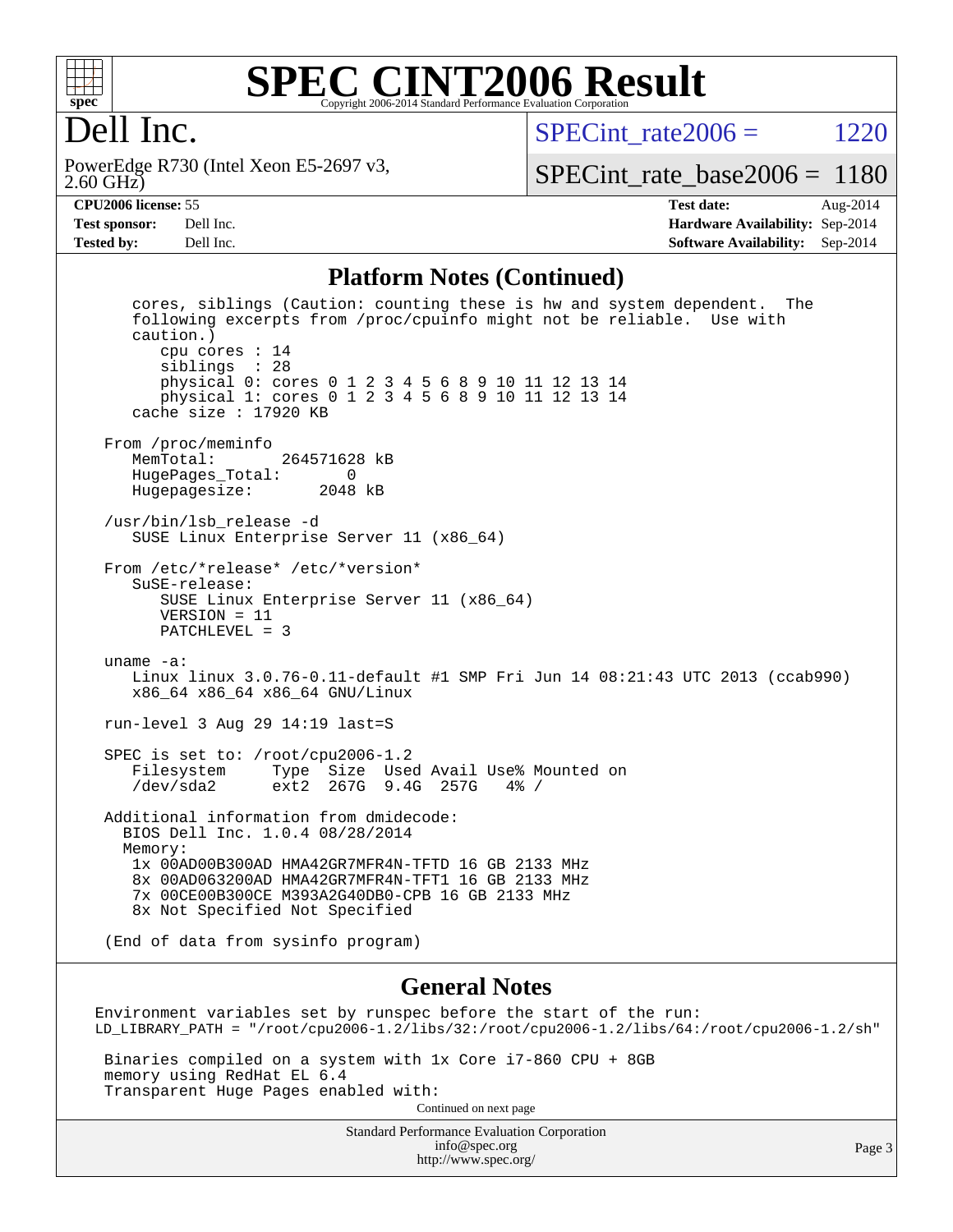## Platform Notes (Continued)

```
   cores, siblings (Caution: counting these is hw and system dependent.  The
   following excerpts from /proc/cpuinfo might not be reliable.  Use with
   caution.)
      cpu cores : 14
      siblings  : 28
      physical 0: cores 0 1 2 3 4 5 6 8 9 10 11 12 13 14
      physical 1: cores 0 1 2 3 4 5 6 8 9 10 11 12 13 14
   cache size : 17920 KB

From /proc/meminfo
   MemTotal:       264571628 kB
   HugePages_Total:       0
   Hugepagesize:       2048 kB

/usr/bin/lsb_release -d
   SUSE Linux Enterprise Server 11 (x86_64)

From /etc/*release* /etc/*version*
   SuSE-release:
      SUSE Linux Enterprise Server 11 (x86_64)
      VERSION = 11
      PATCHLEVEL = 3

uname -a:
   Linux linux 3.0.76-0.11-default #1 SMP Fri Jun 14 08:21:43 UTC 2013 (ccab990)
   x86_64 x86_64 x86_64 GNU/Linux

run-level 3 Aug 29 14:19 last=S

SPEC is set to: /root/cpu2006-1.2
   Filesystem     Type  Size  Used Avail Use% Mounted on
   /dev/sda2      ext2  267G  9.4G  257G   4% /

Additional information from dmidecode:
  BIOS Dell Inc. 1.0.4 08/28/2014
  Memory:
   1x 00AD00B300AD HMA42GR7MFR4N-TFTD 16 GB 2133 MHz
   8x 00AD063200AD HMA42GR7MFR4N-TFT1 16 GB 2133 MHz
   7x 00CE00B300CE M393A2G40DB0-CPB 16 GB 2133 MHz
   8x Not Specified Not Specified

(End of data from sysinfo program)
```

## General Notes

```
Environment variables set by runspec before the start of the run:
LD_LIBRARY_PATH = "/root/cpu2006-1.2/libs/32:/root/cpu2006-1.2/libs/64:/root/cpu2006-1.2/sh"

 Binaries compiled on a system with 1x Core i7-860 CPU + 8GB
 memory using RedHat EL 6.4
 Transparent Huge Pages enabled with:
```

Continued on next page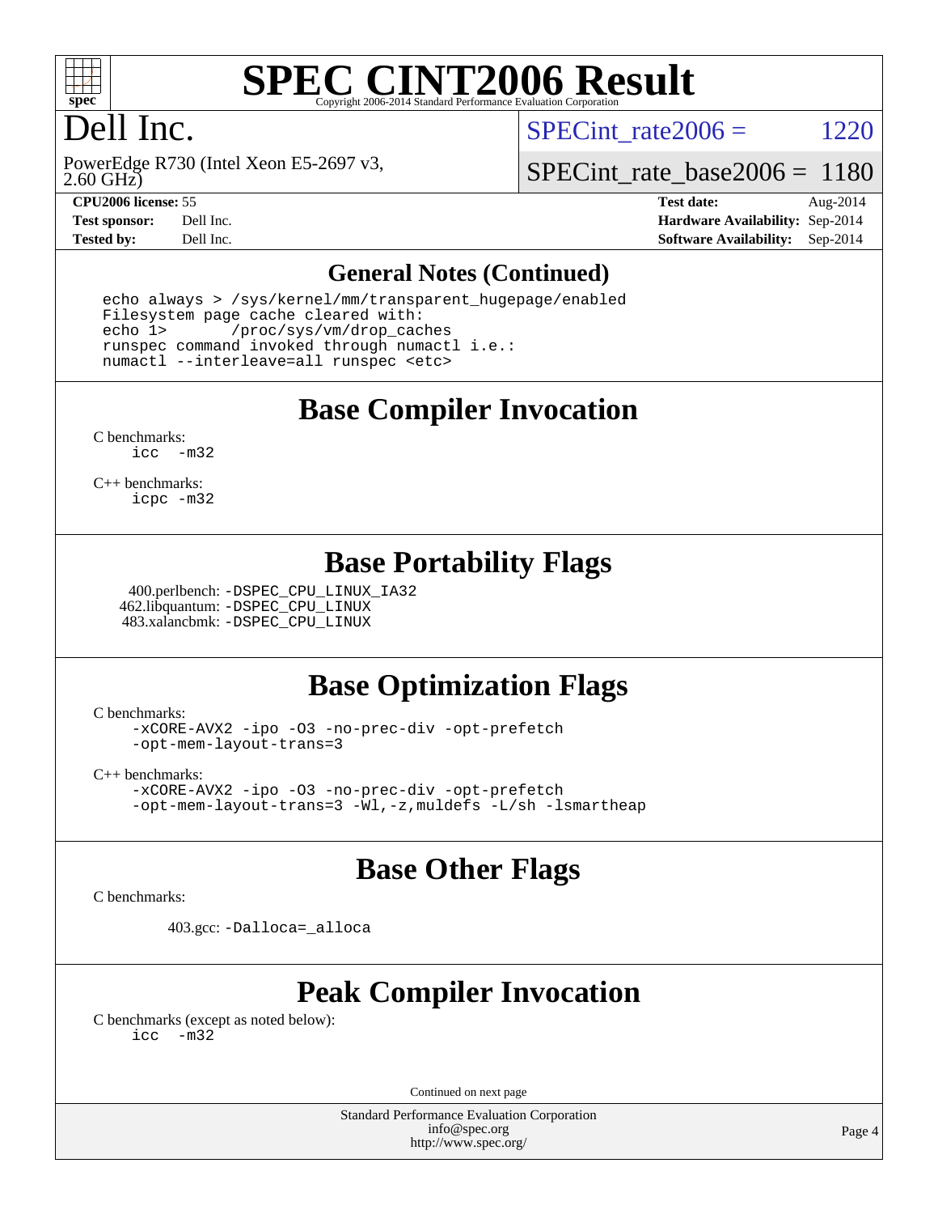# SPEC CINT2006 Result

Copyright 2006-2014 Standard Performance Evaluation Corporation

## Dell Inc.

PowerEdge R730 (Intel Xeon E5-2697 v3, 2.60 GHz)

SPECint_rate2006 = 1220

SPECint_rate_base2006 = 1180

**CPU2006 license:** 55
**Test sponsor:** Dell Inc.
**Tested by:** Dell Inc.

**Test date:** Aug-2014
**Hardware Availability:** Sep-2014
**Software Availability:** Sep-2014

## General Notes (Continued)

```
echo always > /sys/kernel/mm/transparent_hugepage/enabled
Filesystem page cache cleared with:
echo 1>       /proc/sys/vm/drop_caches
runspec command invoked through numactl i.e.:
numactl --interleave=all runspec <etc>
```

## Base Compiler Invocation

C benchmarks:
```
icc  -m32
```

C++ benchmarks:
```
icpc -m32
```

## Base Portability Flags

400.perlbench: `-DSPEC_CPU_LINUX_IA32`
462.libquantum: `-DSPEC_CPU_LINUX`
483.xalancbmk: `-DSPEC_CPU_LINUX`

## Base Optimization Flags

C benchmarks:
```
-xCORE-AVX2 -ipo -O3 -no-prec-div -opt-prefetch
-opt-mem-layout-trans=3
```

C++ benchmarks:
```
-xCORE-AVX2 -ipo -O3 -no-prec-div -opt-prefetch
-opt-mem-layout-trans=3 -Wl,-z,muldefs -L/sh -lsmartheap
```

## Base Other Flags

C benchmarks:

403.gcc: `-Dalloca=_alloca`

## Peak Compiler Invocation

C benchmarks (except as noted below):
```
icc  -m32
```

Continued on next page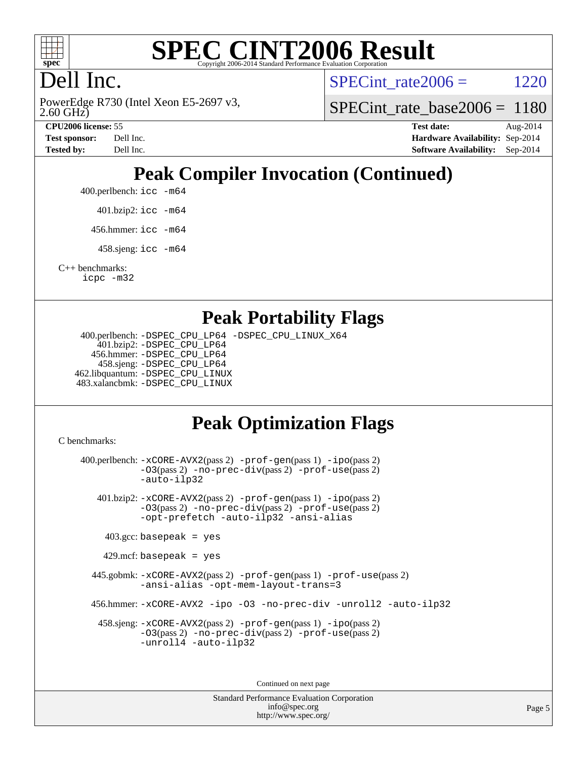# Dell Inc.

PowerEdge R730 (Intel Xeon E5-2697 v3, 2.60 GHz)

SPECint_rate2006 = 1220

SPECint_rate_base2006 = 1180

**CPU2006 license:** 55
**Test sponsor:** Dell Inc.
**Tested by:** Dell Inc.

**Test date:** Aug-2014
**Hardware Availability:** Sep-2014
**Software Availability:** Sep-2014

## Peak Compiler Invocation (Continued)

400.perlbench: `icc -m64`

401.bzip2: `icc -m64`

456.hmmer: `icc -m64`

458.sjeng: `icc -m64`

C++ benchmarks:
`icpc -m32`

## Peak Portability Flags

400.perlbench: `-DSPEC_CPU_LP64 -DSPEC_CPU_LINUX_X64`
401.bzip2: `-DSPEC_CPU_LP64`
456.hmmer: `-DSPEC_CPU_LP64`
458.sjeng: `-DSPEC_CPU_LP64`
462.libquantum: `-DSPEC_CPU_LINUX`
483.xalancbmk: `-DSPEC_CPU_LINUX`

## Peak Optimization Flags

C benchmarks:

400.perlbench: `-xCORE-AVX2`(pass 2) `-prof-gen`(pass 1) `-ipo`(pass 2) `-O3`(pass 2) `-no-prec-div`(pass 2) `-prof-use`(pass 2) `-auto-ilp32`

401.bzip2: `-xCORE-AVX2`(pass 2) `-prof-gen`(pass 1) `-ipo`(pass 2) `-O3`(pass 2) `-no-prec-div`(pass 2) `-prof-use`(pass 2) `-opt-prefetch -auto-ilp32 -ansi-alias`

403.gcc: `basepeak = yes`

429.mcf: `basepeak = yes`

445.gobmk: `-xCORE-AVX2`(pass 2) `-prof-gen`(pass 1) `-prof-use`(pass 2) `-ansi-alias -opt-mem-layout-trans=3`

456.hmmer: `-xCORE-AVX2 -ipo -O3 -no-prec-div -unroll2 -auto-ilp32`

458.sjeng: `-xCORE-AVX2`(pass 2) `-prof-gen`(pass 1) `-ipo`(pass 2) `-O3`(pass 2) `-no-prec-div`(pass 2) `-prof-use`(pass 2) `-unroll4 -auto-ilp32`

Continued on next page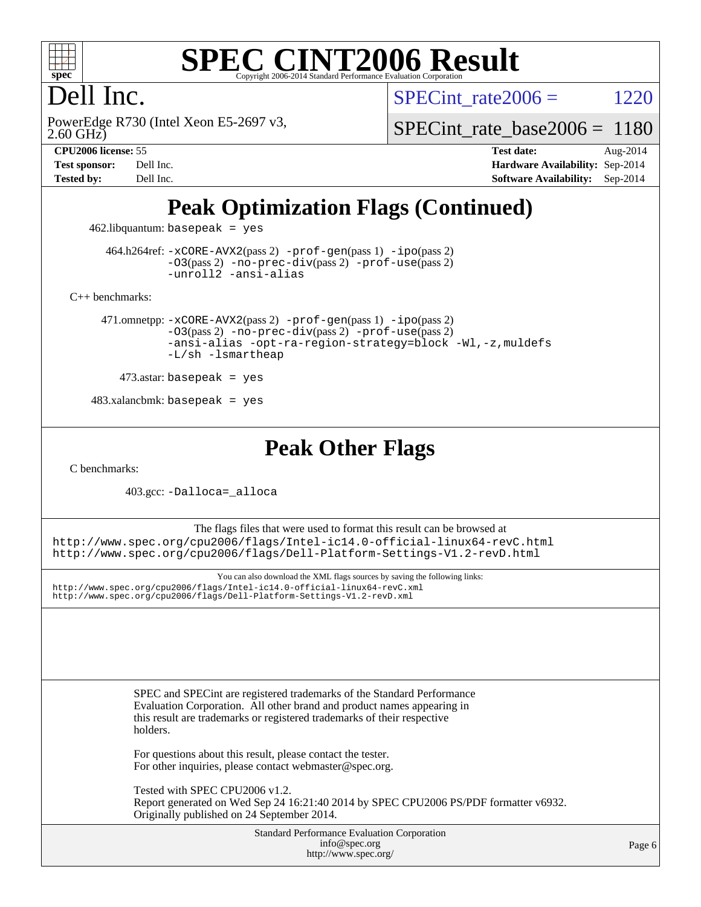# Peak Optimization Flags (Continued)

462.libquantum: basepeak = yes

464.h264ref: -xCORE-AVX2(pass 2) -prof-gen(pass 1) -ipo(pass 2) -O3(pass 2) -no-prec-div(pass 2) -prof-use(pass 2) -unroll2 -ansi-alias

C++ benchmarks:

471.omnetpp: -xCORE-AVX2(pass 2) -prof-gen(pass 1) -ipo(pass 2) -O3(pass 2) -no-prec-div(pass 2) -prof-use(pass 2) -ansi-alias -opt-ra-region-strategy=block -Wl,-z,muldefs -L/sh -lsmartheap

473.astar: basepeak = yes

483.xalancbmk: basepeak = yes

# Peak Other Flags

C benchmarks:

403.gcc: -Dalloca=_alloca

The flags files that were used to format this result can be browsed at
http://www.spec.org/cpu2006/flags/Intel-ic14.0-official-linux64-revC.html
http://www.spec.org/cpu2006/flags/Dell-Platform-Settings-V1.2-revD.html

You can also download the XML flags sources by saving the following links:
http://www.spec.org/cpu2006/flags/Intel-ic14.0-official-linux64-revC.xml
http://www.spec.org/cpu2006/flags/Dell-Platform-Settings-V1.2-revD.xml

SPEC and SPECint are registered trademarks of the Standard Performance Evaluation Corporation. All other brand and product names appearing in this result are trademarks or registered trademarks of their respective holders.

For questions about this result, please contact the tester.
For other inquiries, please contact webmaster@spec.org.

Tested with SPEC CPU2006 v1.2.
Report generated on Wed Sep 24 16:21:40 2014 by SPEC CPU2006 PS/PDF formatter v6932.
Originally published on 24 September 2014.